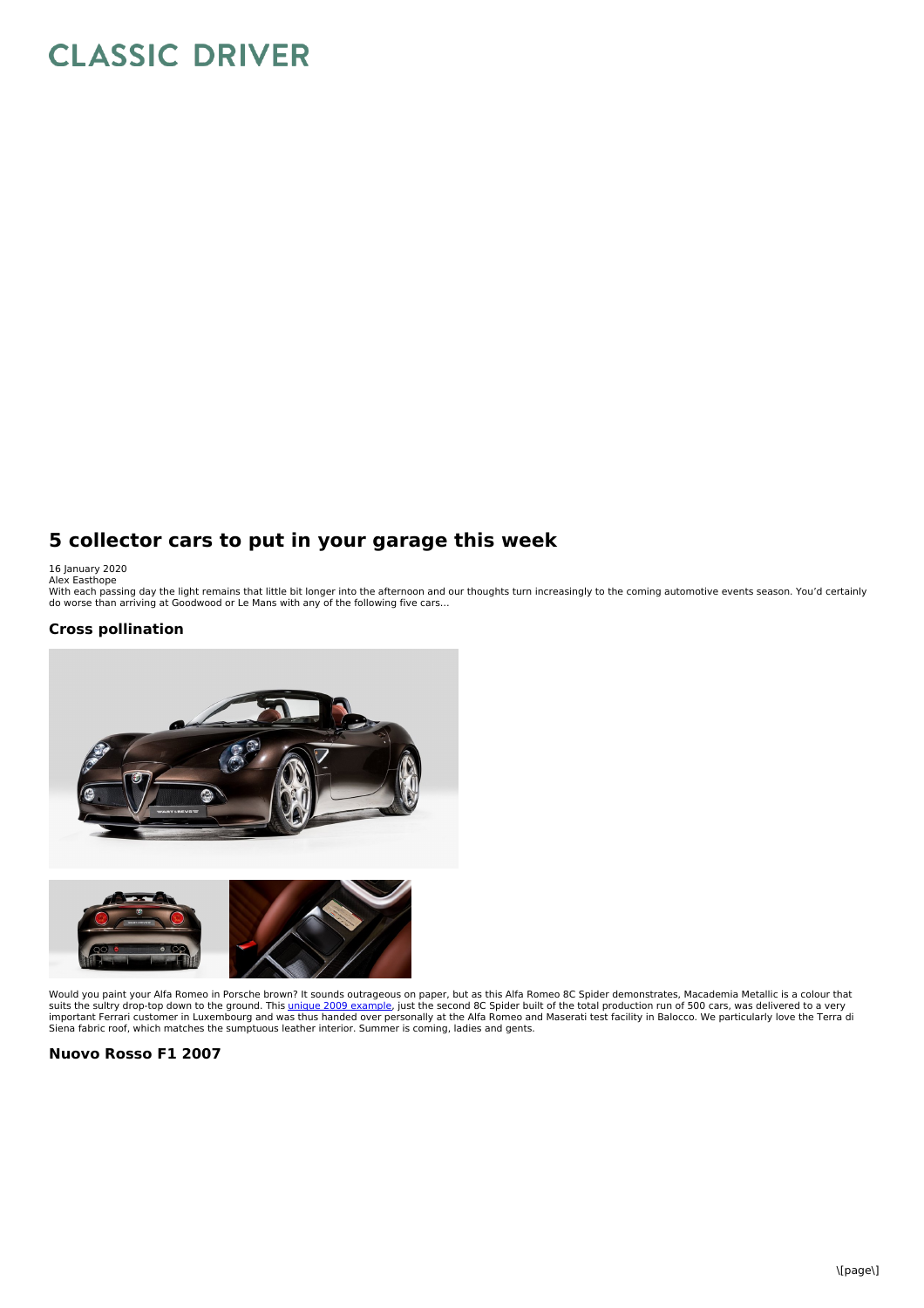# CLASSIC DRIVER

## 5 collector cars to put in your garage this week

16 January 2020
Alex Easthope

With each passing day the light remains that little bit longer into the afternoon and our thoughts turn increasingly to the coming automotive events season. You'd certainly do worse than arriving at Goodwood or Le Mans with any of the following five cars…

### Cross pollination

Would you paint your Alfa Romeo in Porsche brown? It sounds outrageous on paper, but as this Alfa Romeo 8C Spider demonstrates, Macademia Metallic is a colour that suits the sultry drop-top down to the ground. This unique 2009 example, just the second 8C Spider built of the total production run of 500 cars, was delivered to a very important Ferrari customer in Luxembourg and was thus handed over personally at the Alfa Romeo and Maserati test facility in Balocco. We particularly love the Terra di Siena fabric roof, which matches the sumptuous leather interior. Summer is coming, ladies and gents.

### Nuovo Rosso F1 2007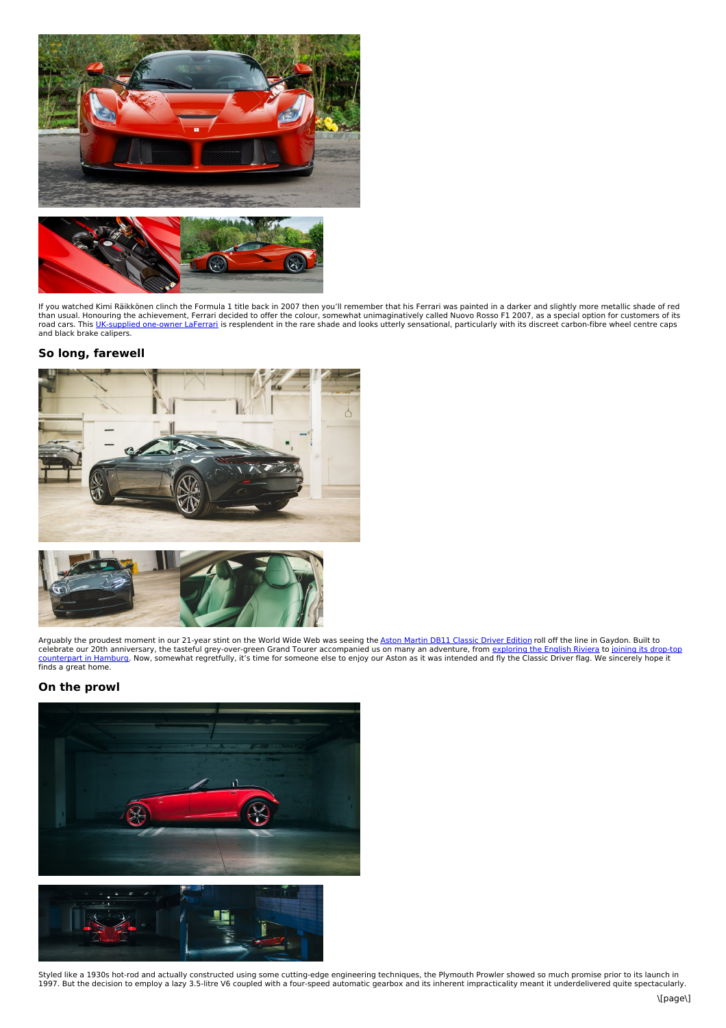If you watched Kimi Räikkönen clinch the Formula 1 title back in 2007 then you'll remember that his Ferrari was painted in a darker and slightly more metallic shade of red than usual. Honouring the achievement, Ferrari decided to offer the colour, somewhat unimaginatively called Nuovo Rosso F1 2007, as a special option for customers of its road cars. This [UK-supplied one-owner LaFerrari] is resplendent in the rare shade and looks utterly sensational, particularly with its discreet carbon-fibre wheel centre caps and black brake calipers.

## So long, farewell

Arguably the proudest moment in our 21-year stint on the World Wide Web was seeing the [Aston Martin DB11 Classic Driver Edition] roll off the line in Gaydon. Built to celebrate our 20th anniversary, the tasteful grey-over-green Grand Tourer accompanied us on many an adventure, from [exploring the English Riviera] to [joining its drop-top counterpart in Hamburg]. Now, somewhat regretfully, it's time for someone else to enjoy our Aston as it was intended and fly the Classic Driver flag. We sincerely hope it finds a great home.

## On the prowl

Styled like a 1930s hot-rod and actually constructed using some cutting-edge engineering techniques, the Plymouth Prowler showed so much promise prior to its launch in 1997. But the decision to employ a lazy 3.5-litre V6 coupled with a four-speed automatic gearbox and its inherent impracticality meant it underdelivered quite spectacularly.

[page]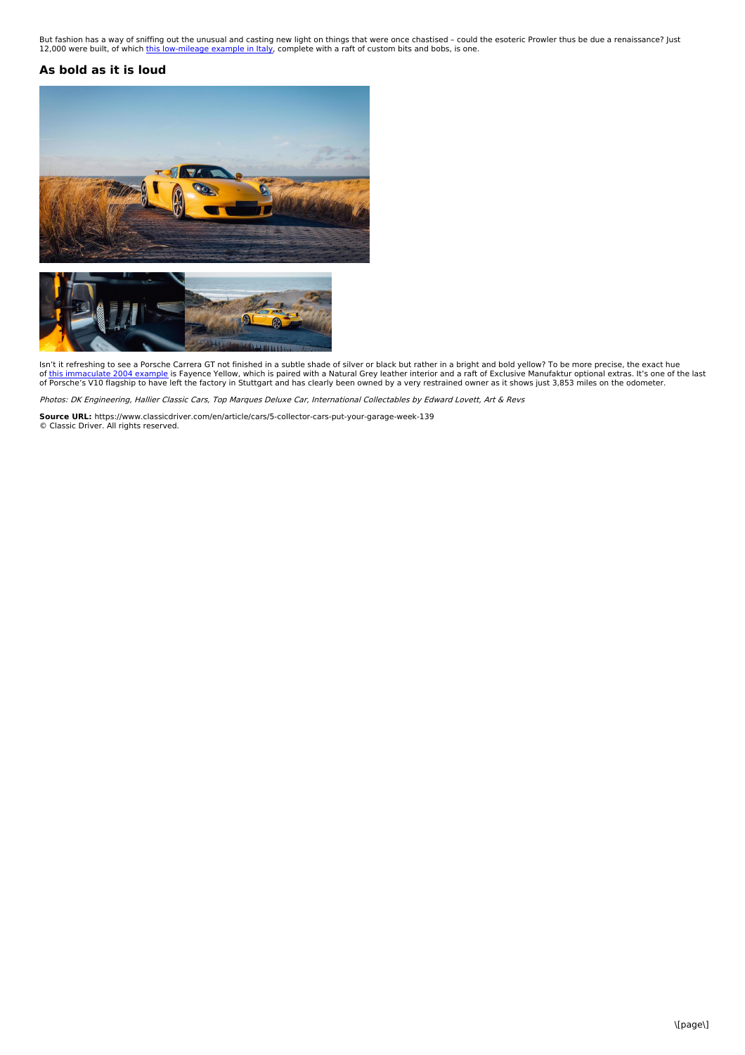But fashion has a way of sniffing out the unusual and casting new light on things that were once chastised – could the esoteric Prowler thus be due a renaissance? Just 12,000 were built, of which this low-mileage example in Italy, complete with a raft of custom bits and bobs, is one.

## As bold as it is loud

Isn't it refreshing to see a Porsche Carrera GT not finished in a subtle shade of silver or black but rather in a bright and bold yellow? To be more precise, the exact hue of this immaculate 2004 example is Fayence Yellow, which is paired with a Natural Grey leather interior and a raft of Exclusive Manufaktur optional extras. It's one of the last of Porsche's V10 flagship to have left the factory in Stuttgart and has clearly been owned by a very restrained owner as it shows just 3,853 miles on the odometer.

*Photos: DK Engineering, Hallier Classic Cars, Top Marques Deluxe Car, International Collectables by Edward Lovett, Art & Revs*

**Source URL:** https://www.classicdriver.com/en/article/cars/5-collector-cars-put-your-garage-week-139
© Classic Driver. All rights reserved.